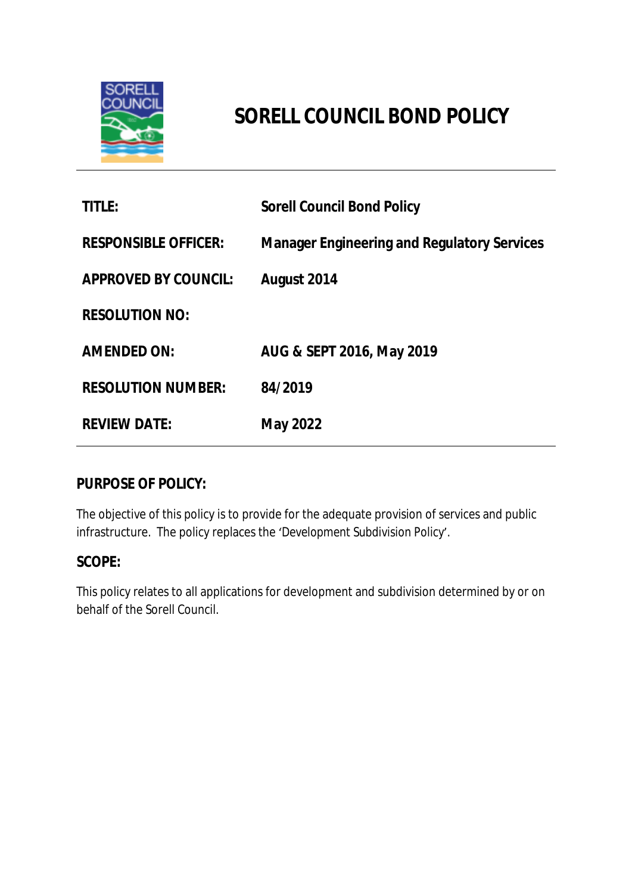# SORELL COUNCIL BOND POLICY

| | |
|---|---|
| **TITLE:** | **Sorell Council Bond Policy** |
| **RESPONSIBLE OFFICER:** | **Manager Engineering and Regulatory Services** |
| **APPROVED BY COUNCIL:** | **August 2014** |
| **RESOLUTION NO:** | |
| **AMENDED ON:** | **AUG & SEPT 2016, May 2019** |
| **RESOLUTION NUMBER:** | **84/2019** |
| **REVIEW DATE:** | **May 2022** |

## PURPOSE OF POLICY:

The objective of this policy is to provide for the adequate provision of services and public infrastructure. The policy replaces the 'Development Subdivision Policy'.

## SCOPE:

This policy relates to all applications for development and subdivision determined by or on behalf of the Sorell Council.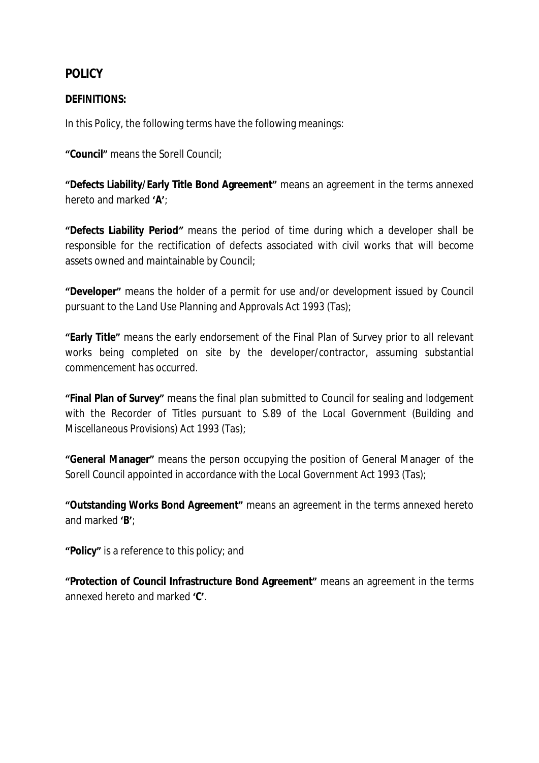## POLICY

**DEFINITIONS:**

In this Policy, the following terms have the following meanings:

**"Council"** means the Sorell Council;

**"Defects Liability/Early Title Bond Agreement"** means an agreement in the terms annexed hereto and marked **'A'**;

**"Defects Liability Period"** means the period of time during which a developer shall be responsible for the rectification of defects associated with civil works that will become assets owned and maintainable by Council;

**"Developer"** means the holder of a permit for use and/or development issued by Council pursuant to the *Land Use Planning and Approvals Act 1993* (Tas);

**"Early Title"** means the early endorsement of the Final Plan of Survey prior to all relevant works being completed on site by the developer/contractor, assuming substantial commencement has occurred.

**"Final Plan of Survey"** means the final plan submitted to Council for sealing and lodgement with the Recorder of Titles pursuant to S.89 of the Local Government (Building and Miscellaneous Provisions) Act 1993 (Tas);

**"General Manager"** means the person occupying the position of General Manager of the Sorell Council appointed in accordance with the *Local Government Act 1993* (Tas);

**"Outstanding Works Bond Agreement"** means an agreement in the terms annexed hereto and marked **'B'**;

**"Policy"** is a reference to this policy; and

**"Protection of Council Infrastructure Bond Agreement"** means an agreement in the terms annexed hereto and marked **'C'**.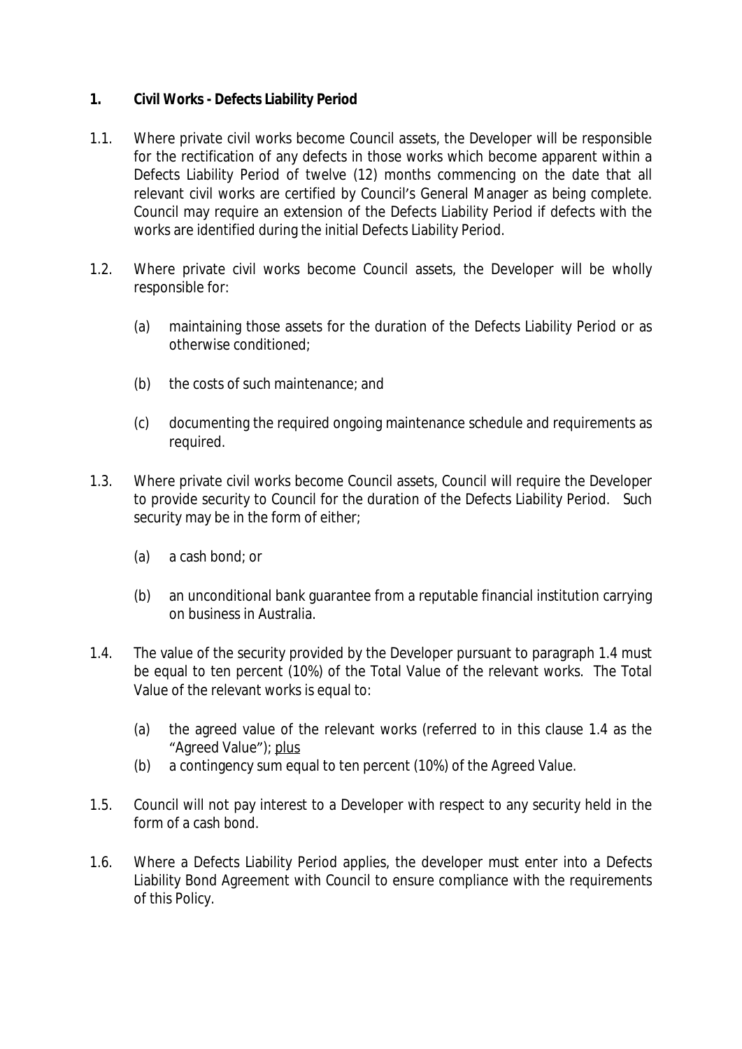## 1. Civil Works - Defects Liability Period

1.1. Where private civil works become Council assets, the Developer will be responsible for the rectification of any defects in those works which become apparent within a Defects Liability Period of twelve (12) months commencing on the date that all relevant civil works are certified by Council's General Manager as being complete. Council may require an extension of the Defects Liability Period if defects with the works are identified during the initial Defects Liability Period.

1.2. Where private civil works become Council assets, the Developer will be wholly responsible for:

(a) maintaining those assets for the duration of the Defects Liability Period or as otherwise conditioned;

(b) the costs of such maintenance; and

(c) documenting the required ongoing maintenance schedule and requirements as required.

1.3. Where private civil works become Council assets, Council will require the Developer to provide security to Council for the duration of the Defects Liability Period. Such security may be in the form of either;

(a) a cash bond; or

(b) an unconditional bank guarantee from a reputable financial institution carrying on business in Australia.

1.4. The value of the security provided by the Developer pursuant to paragraph 1.4 must be equal to ten percent (10%) of the Total Value of the relevant works. The Total Value of the relevant works is equal to:

(a) the agreed value of the relevant works (referred to in this clause 1.4 as the "Agreed Value"); plus

(b) a contingency sum equal to ten percent (10%) of the Agreed Value.

1.5. Council will not pay interest to a Developer with respect to any security held in the form of a cash bond.

1.6. Where a Defects Liability Period applies, the developer must enter into a Defects Liability Bond Agreement with Council to ensure compliance with the requirements of this Policy.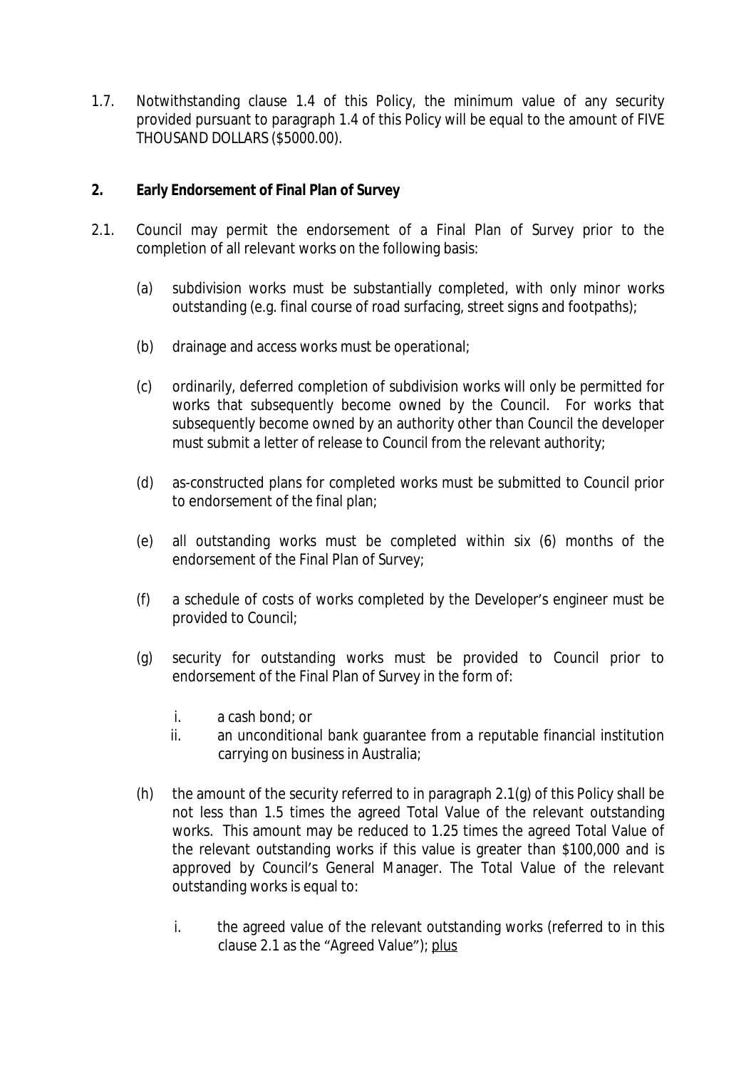1.7. Notwithstanding clause 1.4 of this Policy, the minimum value of any security provided pursuant to paragraph 1.4 of this Policy will be equal to the amount of FIVE THOUSAND DOLLARS ($5000.00).

## 2. Early Endorsement of Final Plan of Survey

2.1. Council may permit the endorsement of a Final Plan of Survey prior to the completion of all relevant works on the following basis:

(a) subdivision works must be substantially completed, with only minor works outstanding (e.g. final course of road surfacing, street signs and footpaths);

(b) drainage and access works must be operational;

(c) ordinarily, deferred completion of subdivision works will only be permitted for works that subsequently become owned by the Council. For works that subsequently become owned by an authority other than Council the developer must submit a letter of release to Council from the relevant authority;

(d) as-constructed plans for completed works must be submitted to Council prior to endorsement of the final plan;

(e) all outstanding works must be completed within six (6) months of the endorsement of the Final Plan of Survey;

(f) a schedule of costs of works completed by the Developer's engineer must be provided to Council;

(g) security for outstanding works must be provided to Council prior to endorsement of the Final Plan of Survey in the form of:

   i. a cash bond; or
   ii. an unconditional bank guarantee from a reputable financial institution carrying on business in Australia;

(h) the amount of the security referred to in paragraph 2.1(g) of this Policy shall be not less than 1.5 times the agreed Total Value of the relevant outstanding works. This amount may be reduced to 1.25 times the agreed Total Value of the relevant outstanding works if this value is greater than $100,000 and is approved by Council's General Manager. The Total Value of the relevant outstanding works is equal to:

   i. the agreed value of the relevant outstanding works (referred to in this clause 2.1 as the "Agreed Value"); <u>plus</u>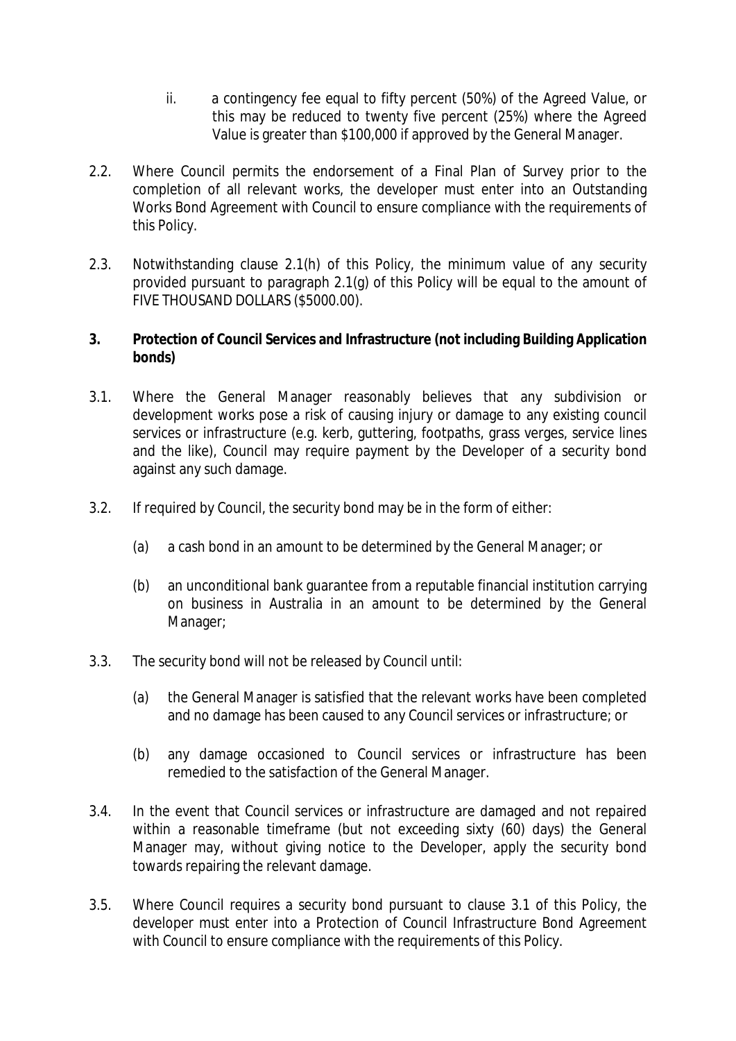ii. a contingency fee equal to fifty percent (50%) of the Agreed Value, or this may be reduced to twenty five percent (25%) where the Agreed Value is greater than $100,000 if approved by the General Manager.

2.2. Where Council permits the endorsement of a Final Plan of Survey prior to the completion of all relevant works, the developer must enter into an Outstanding Works Bond Agreement with Council to ensure compliance with the requirements of this Policy.

2.3. Notwithstanding clause 2.1(h) of this Policy, the minimum value of any security provided pursuant to paragraph 2.1(g) of this Policy will be equal to the amount of FIVE THOUSAND DOLLARS ($5000.00).

**3. Protection of Council Services and Infrastructure (not including Building Application bonds)**

3.1. Where the General Manager reasonably believes that any subdivision or development works pose a risk of causing injury or damage to any existing council services or infrastructure (e.g. kerb, guttering, footpaths, grass verges, service lines and the like), Council may require payment by the Developer of a security bond against any such damage.

3.2. If required by Council, the security bond may be in the form of either:

(a) a cash bond in an amount to be determined by the General Manager; or

(b) an unconditional bank guarantee from a reputable financial institution carrying on business in Australia in an amount to be determined by the General Manager;

3.3. The security bond will not be released by Council until:

(a) the General Manager is satisfied that the relevant works have been completed and no damage has been caused to any Council services or infrastructure; or

(b) any damage occasioned to Council services or infrastructure has been remedied to the satisfaction of the General Manager.

3.4. In the event that Council services or infrastructure are damaged and not repaired within a reasonable timeframe (but not exceeding sixty (60) days) the General Manager may, without giving notice to the Developer, apply the security bond towards repairing the relevant damage.

3.5. Where Council requires a security bond pursuant to clause 3.1 of this Policy, the developer must enter into a Protection of Council Infrastructure Bond Agreement with Council to ensure compliance with the requirements of this Policy.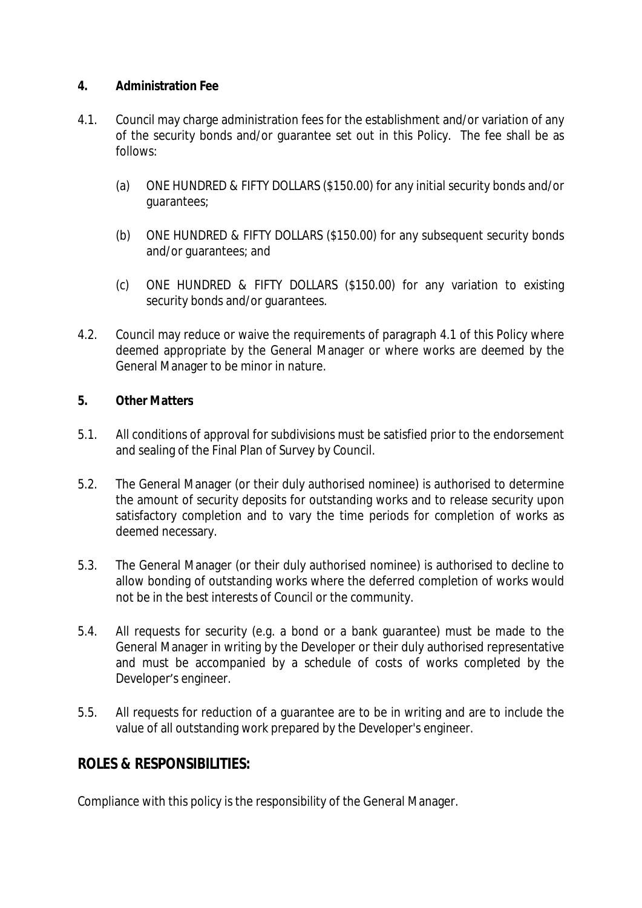## 4. Administration Fee

4.1. Council may charge administration fees for the establishment and/or variation of any of the security bonds and/or guarantee set out in this Policy. The fee shall be as follows:

(a) ONE HUNDRED & FIFTY DOLLARS ($150.00) for any initial security bonds and/or guarantees;

(b) ONE HUNDRED & FIFTY DOLLARS ($150.00) for any subsequent security bonds and/or guarantees; and

(c) ONE HUNDRED & FIFTY DOLLARS ($150.00) for any variation to existing security bonds and/or guarantees.

4.2. Council may reduce or waive the requirements of paragraph 4.1 of this Policy where deemed appropriate by the General Manager or where works are deemed by the General Manager to be minor in nature.

## 5. Other Matters

5.1. All conditions of approval for subdivisions must be satisfied prior to the endorsement and sealing of the Final Plan of Survey by Council.

5.2. The General Manager (or their duly authorised nominee) is authorised to determine the amount of security deposits for outstanding works and to release security upon satisfactory completion and to vary the time periods for completion of works as deemed necessary.

5.3. The General Manager (or their duly authorised nominee) is authorised to decline to allow bonding of outstanding works where the deferred completion of works would not be in the best interests of Council or the community.

5.4. All requests for security (e.g. a bond or a bank guarantee) must be made to the General Manager in writing by the Developer or their duly authorised representative and must be accompanied by a schedule of costs of works completed by the Developer's engineer.

5.5. All requests for reduction of a guarantee are to be in writing and are to include the value of all outstanding work prepared by the Developer's engineer.

# ROLES & RESPONSIBILITIES:

Compliance with this policy is the responsibility of the General Manager.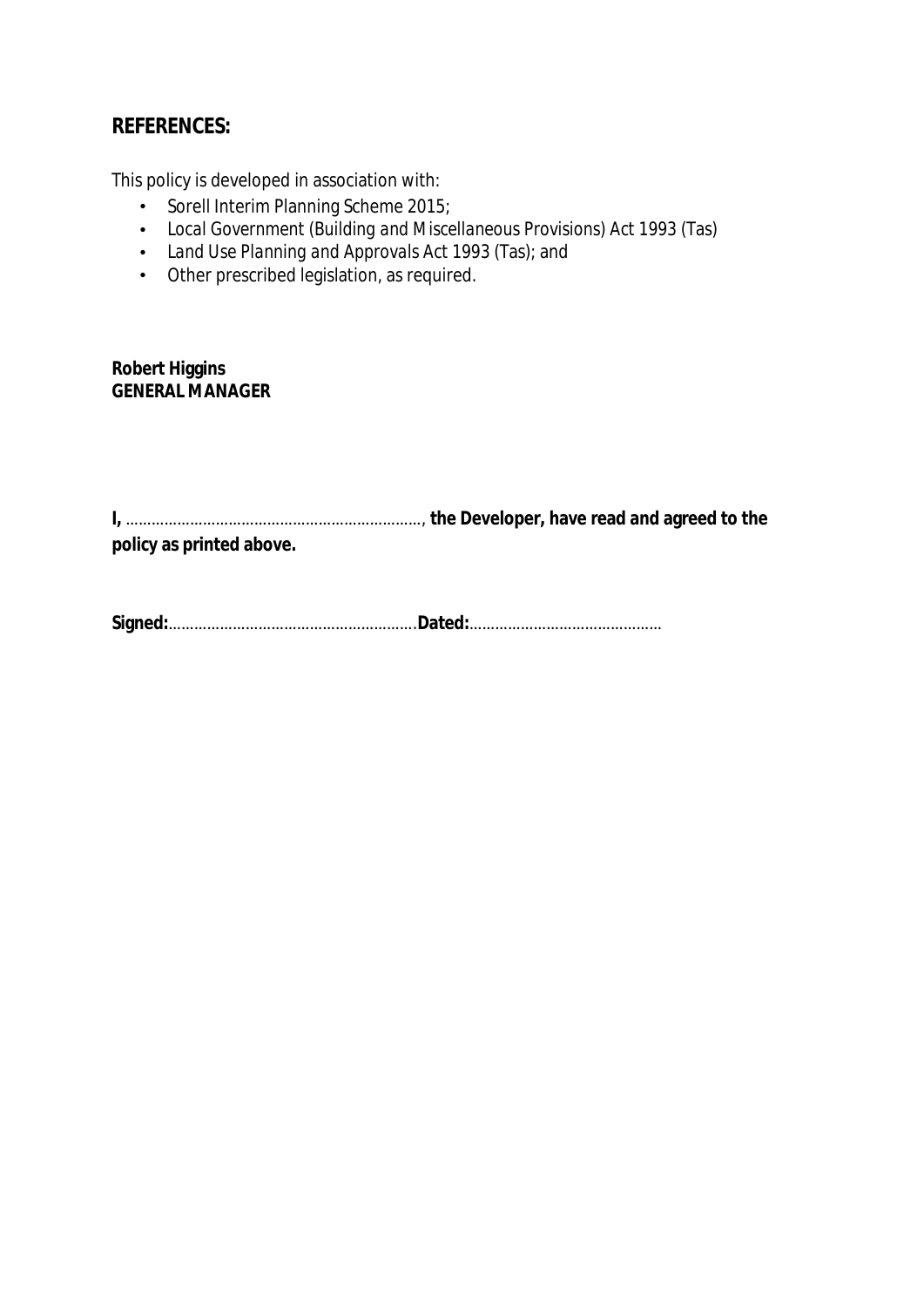## REFERENCES:

This policy is developed in association with:

- *Sorell Interim Planning Scheme 2015;*
- *Local Government (Building and Miscellaneous Provisions) Act 1993 (Tas)*
- *Land Use Planning and Approvals Act 1993 (Tas); and*
- Other prescribed legislation, as required.

**Robert Higgins**
**GENERAL MANAGER**

**I,** ……………………………………………………………, **the Developer, have read and agreed to the policy as printed above.**

**Signed:**……………………………………………………**Dated:**………………………………………